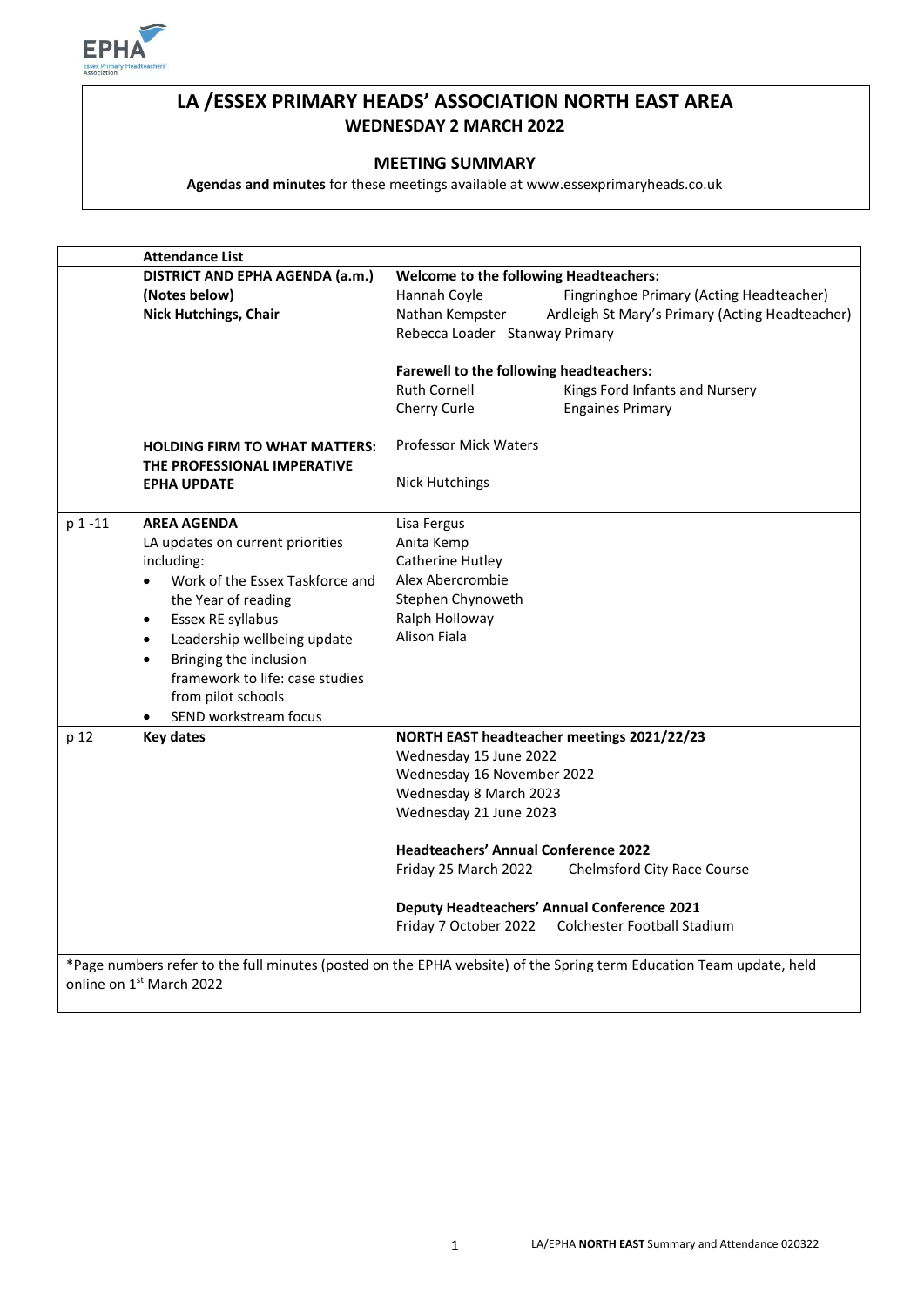# LA /ESSEX PRIMARY HEADS' ASSOCIATION NORTH EAST AREA

## WEDNESDAY 2 MARCH 2022

### MEETING SUMMARY

**Agendas and minutes** for these meetings available at www.essexprimaryheads.co.uk

| | Attendance List | |
|---|---|---|
| | **DISTRICT AND EPHA AGENDA (a.m.)** **(Notes below)** **Nick Hutchings, Chair** | **Welcome to the following Headteachers:** Hannah Coyle — Fingringhoe Primary (Acting Headteacher); Nathan Kempster — Ardleigh St Mary's Primary (Acting Headteacher); Rebecca Loader — Stanway Primary<br><br>**Farewell to the following headteachers:** Ruth Cornell — Kings Ford Infants and Nursery; Cherry Curle — Engaines Primary |
| | **HOLDING FIRM TO WHAT MATTERS: THE PROFESSIONAL IMPERATIVE** | Professor Mick Waters |
| | **EPHA UPDATE** | Nick Hutchings |
| p 1 -11 | **AREA AGENDA** LA updates on current priorities including: <br>• Work of the Essex Taskforce and the Year of reading<br>• Essex RE syllabus<br>• Leadership wellbeing update<br>• Bringing the inclusion framework to life: case studies from pilot schools<br>• SEND workstream focus | Lisa Fergus<br>Anita Kemp<br>Catherine Hutley<br>Alex Abercrombie<br>Stephen Chynoweth<br>Ralph Holloway<br>Alison Fiala |
| p 12 | **Key dates** | **NORTH EAST headteacher meetings 2021/22/23**<br>Wednesday 15 June 2022<br>Wednesday 16 November 2022<br>Wednesday 8 March 2023<br>Wednesday 21 June 2023<br><br>**Headteachers' Annual Conference 2022**<br>Friday 25 March 2022 — Chelmsford City Race Course<br><br>**Deputy Headteachers' Annual Conference 2021**<br>Friday 7 October 2022 — Colchester Football Stadium |

*Page numbers refer to the full minutes (posted on the EPHA website) of the Spring term Education Team update, held online on 1st March 2022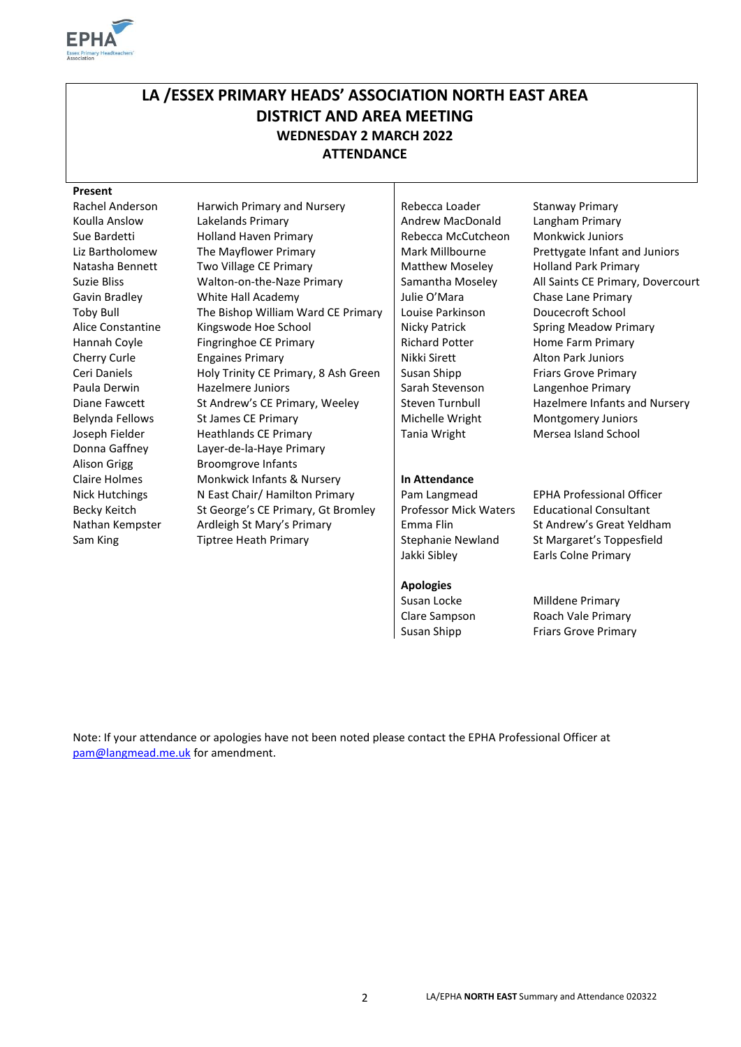# LA /ESSEX PRIMARY HEADS' ASSOCIATION NORTH EAST AREA
## DISTRICT AND AREA MEETING
### WEDNESDAY 2 MARCH 2022
### ATTENDANCE

**Present**

| | |
|---|---|
| Rachel Anderson | Harwich Primary and Nursery |
| Koulla Anslow | Lakelands Primary |
| Sue Bardetti | Holland Haven Primary |
| Liz Bartholomew | The Mayflower Primary |
| Natasha Bennett | Two Village CE Primary |
| Suzie Bliss | Walton-on-the-Naze Primary |
| Gavin Bradley | White Hall Academy |
| Toby Bull | The Bishop William Ward CE Primary |
| Alice Constantine | Kingswode Hoe School |
| Hannah Coyle | Fingringhoe CE Primary |
| Cherry Curle | Engaines Primary |
| Ceri Daniels | Holy Trinity CE Primary, 8 Ash Green |
| Paula Derwin | Hazelmere Juniors |
| Diane Fawcett | St Andrew's CE Primary, Weeley |
| Belynda Fellows | St James CE Primary |
| Joseph Fielder | Heathlands CE Primary |
| Donna Gaffney | Layer-de-la-Haye Primary |
| Alison Grigg | Broomgrove Infants |
| Claire Holmes | Monkwick Infants & Nursery |
| Nick Hutchings | N East Chair/ Hamilton Primary |
| Becky Keitch | St George's CE Primary, Gt Bromley |
| Nathan Kempster | Ardleigh St Mary's Primary |
| Sam King | Tiptree Heath Primary |
| Rebecca Loader | Stanway Primary |
| Andrew MacDonald | Langham Primary |
| Rebecca McCutcheon | Monkwick Juniors |
| Mark Millbourne | Prettygate Infant and Juniors |
| Matthew Moseley | Holland Park Primary |
| Samantha Moseley | All Saints CE Primary, Dovercourt |
| Julie O'Mara | Chase Lane Primary |
| Louise Parkinson | Doucecroft School |
| Nicky Patrick | Spring Meadow Primary |
| Richard Potter | Home Farm Primary |
| Nikki Sirett | Alton Park Juniors |
| Susan Shipp | Friars Grove Primary |
| Sarah Stevenson | Langenhoe Primary |
| Steven Turnbull | Hazelmere Infants and Nursery |
| Michelle Wright | Montgomery Juniors |
| Tania Wright | Mersea Island School |

**In Attendance**

| | |
|---|---|
| Pam Langmead | EPHA Professional Officer |
| Professor Mick Waters | Educational Consultant |
| Emma Flin | St Andrew's Great Yeldham |
| Stephanie Newland | St Margaret's Toppesfield |
| Jakki Sibley | Earls Colne Primary |

**Apologies**

| | |
|---|---|
| Susan Locke | Milldene Primary |
| Clare Sampson | Roach Vale Primary |
| Susan Shipp | Friars Grove Primary |

Note: If your attendance or apologies have not been noted please contact the EPHA Professional Officer at pam@langmead.me.uk for amendment.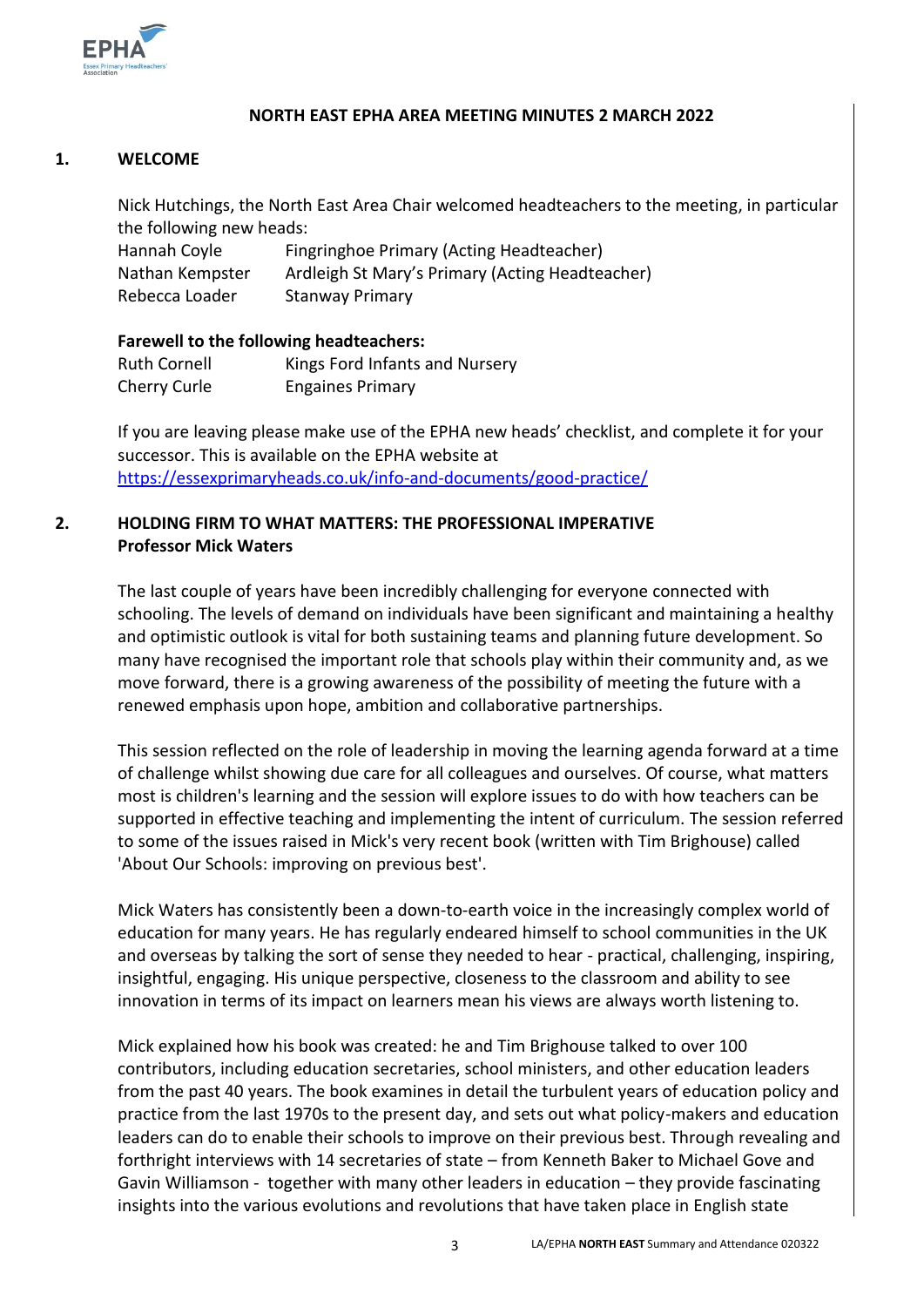## NORTH EAST EPHA AREA MEETING MINUTES 2 MARCH 2022

### 1. WELCOME

Nick Hutchings, the North East Area Chair welcomed headteachers to the meeting, in particular the following new heads:

| | |
|---|---|
| Hannah Coyle | Fingringhoe Primary (Acting Headteacher) |
| Nathan Kempster | Ardleigh St Mary's Primary (Acting Headteacher) |
| Rebecca Loader | Stanway Primary |

**Farewell to the following headteachers:**

| | |
|---|---|
| Ruth Cornell | Kings Ford Infants and Nursery |
| Cherry Curle | Engaines Primary |

If you are leaving please make use of the EPHA new heads' checklist, and complete it for your successor. This is available on the EPHA website at https://essexprimaryheads.co.uk/info-and-documents/good-practice/

### 2. HOLDING FIRM TO WHAT MATTERS: THE PROFESSIONAL IMPERATIVE

**Professor Mick Waters**

The last couple of years have been incredibly challenging for everyone connected with schooling. The levels of demand on individuals have been significant and maintaining a healthy and optimistic outlook is vital for both sustaining teams and planning future development. So many have recognised the important role that schools play within their community and, as we move forward, there is a growing awareness of the possibility of meeting the future with a renewed emphasis upon hope, ambition and collaborative partnerships.

This session reflected on the role of leadership in moving the learning agenda forward at a time of challenge whilst showing due care for all colleagues and ourselves. Of course, what matters most is children's learning and the session will explore issues to do with how teachers can be supported in effective teaching and implementing the intent of curriculum. The session referred to some of the issues raised in Mick's very recent book (written with Tim Brighouse) called 'About Our Schools: improving on previous best'.

Mick Waters has consistently been a down-to-earth voice in the increasingly complex world of education for many years. He has regularly endeared himself to school communities in the UK and overseas by talking the sort of sense they needed to hear - practical, challenging, inspiring, insightful, engaging. His unique perspective, closeness to the classroom and ability to see innovation in terms of its impact on learners mean his views are always worth listening to.

Mick explained how his book was created: he and Tim Brighouse talked to over 100 contributors, including education secretaries, school ministers, and other education leaders from the past 40 years. The book examines in detail the turbulent years of education policy and practice from the last 1970s to the present day, and sets out what policy-makers and education leaders can do to enable their schools to improve on their previous best. Through revealing and forthright interviews with 14 secretaries of state – from Kenneth Baker to Michael Gove and Gavin Williamson - together with many other leaders in education – they provide fascinating insights into the various evolutions and revolutions that have taken place in English state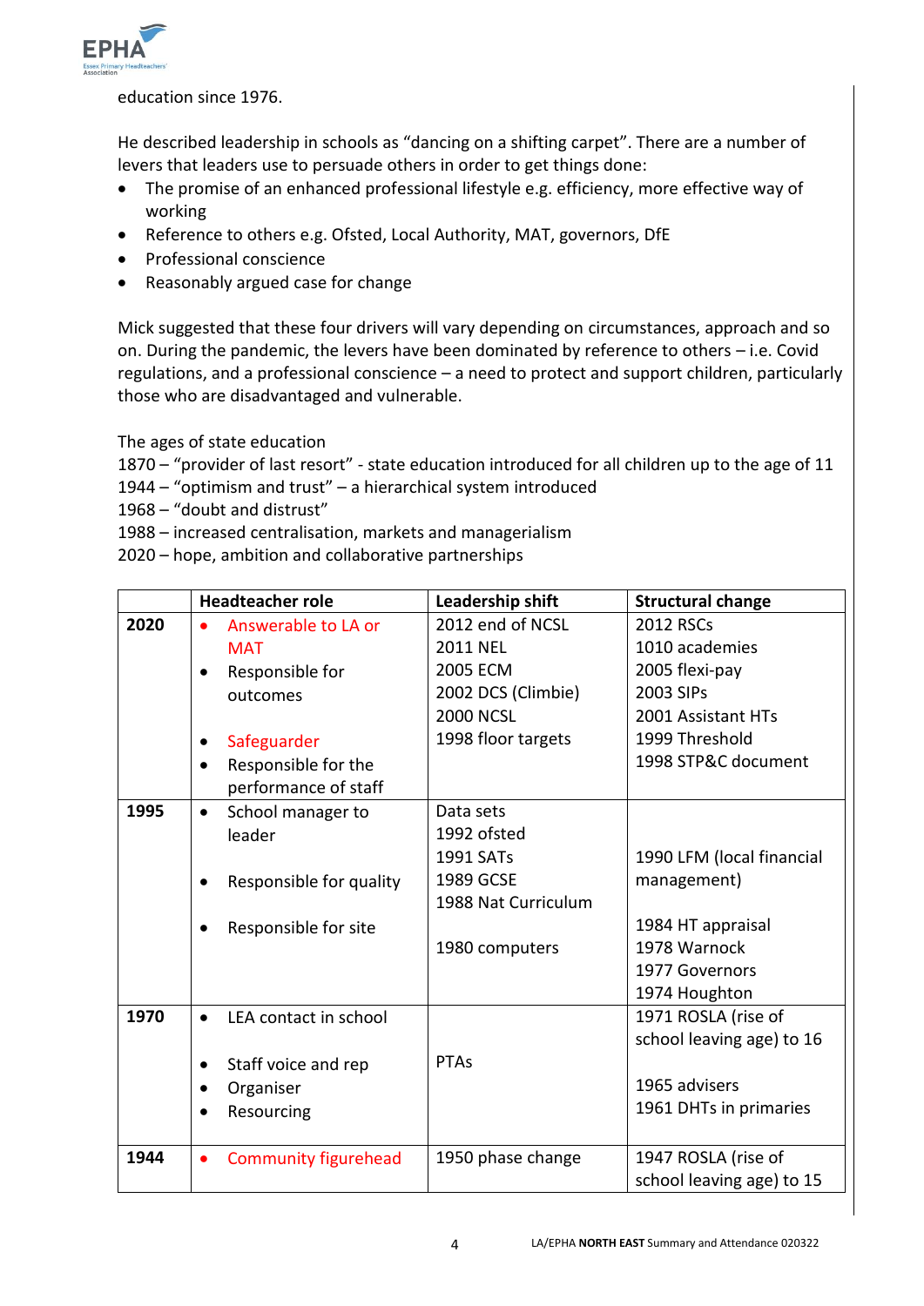education since 1976.

He described leadership in schools as "dancing on a shifting carpet". There are a number of levers that leaders use to persuade others in order to get things done:

- The promise of an enhanced professional lifestyle e.g. efficiency, more effective way of working
- Reference to others e.g. Ofsted, Local Authority, MAT, governors, DfE
- Professional conscience
- Reasonably argued case for change

Mick suggested that these four drivers will vary depending on circumstances, approach and so on. During the pandemic, the levers have been dominated by reference to others – i.e. Covid regulations, and a professional conscience – a need to protect and support children, particularly those who are disadvantaged and vulnerable.

The ages of state education
1870 – "provider of last resort" - state education introduced for all children up to the age of 11
1944 – "optimism and trust" – a hierarchical system introduced
1968 – "doubt and distrust"
1988 – increased centralisation, markets and managerialism
2020 – hope, ambition and collaborative partnerships

| | Headteacher role | Leadership shift | Structural change |
|---|---|---|---|
| **2020** | • Answerable to LA or MAT<br>• Responsible for outcomes<br>• Safeguarder<br>• Responsible for the performance of staff | 2012 end of NCSL<br>2011 NEL<br>2005 ECM<br>2002 DCS (Climbie)<br>2000 NCSL<br>1998 floor targets | 2012 RSCs<br>1010 academies<br>2005 flexi-pay<br>2003 SIPs<br>2001 Assistant HTs<br>1999 Threshold<br>1998 STP&C document |
| **1995** | • School manager to leader<br>• Responsible for quality<br>• Responsible for site | Data sets<br>1992 ofsted<br>1991 SATs<br>1989 GCSE<br>1988 Nat Curriculum<br>1980 computers | 1990 LFM (local financial management)<br>1984 HT appraisal<br>1978 Warnock<br>1977 Governors<br>1974 Houghton |
| **1970** | • LEA contact in school<br>• Staff voice and rep<br>• Organiser<br>• Resourcing | PTAs | 1971 ROSLA (rise of school leaving age) to 16<br>1965 advisers<br>1961 DHTs in primaries |
| **1944** | • Community figurehead | 1950 phase change | 1947 ROSLA (rise of school leaving age) to 15 |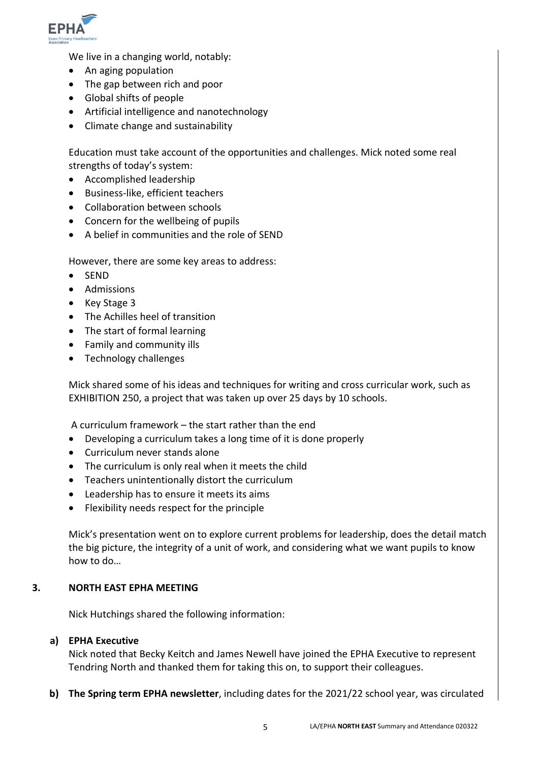We live in a changing world, notably:

- An aging population
- The gap between rich and poor
- Global shifts of people
- Artificial intelligence and nanotechnology
- Climate change and sustainability

Education must take account of the opportunities and challenges. Mick noted some real strengths of today's system:

- Accomplished leadership
- Business-like, efficient teachers
- Collaboration between schools
- Concern for the wellbeing of pupils
- A belief in communities and the role of SEND

However, there are some key areas to address:

- SEND
- Admissions
- Key Stage 3
- The Achilles heel of transition
- The start of formal learning
- Family and community ills
- Technology challenges

Mick shared some of his ideas and techniques for writing and cross curricular work, such as EXHIBITION 250, a project that was taken up over 25 days by 10 schools.

A curriculum framework – the start rather than the end

- Developing a curriculum takes a long time of it is done properly
- Curriculum never stands alone
- The curriculum is only real when it meets the child
- Teachers unintentionally distort the curriculum
- Leadership has to ensure it meets its aims
- Flexibility needs respect for the principle

Mick's presentation went on to explore current problems for leadership, does the detail match the big picture, the integrity of a unit of work, and considering what we want pupils to know how to do…

## 3. NORTH EAST EPHA MEETING

Nick Hutchings shared the following information:

**a) EPHA Executive**

Nick noted that Becky Keitch and James Newell have joined the EPHA Executive to represent Tendring North and thanked them for taking this on, to support their colleagues.

**b) The Spring term EPHA newsletter**, including dates for the 2021/22 school year, was circulated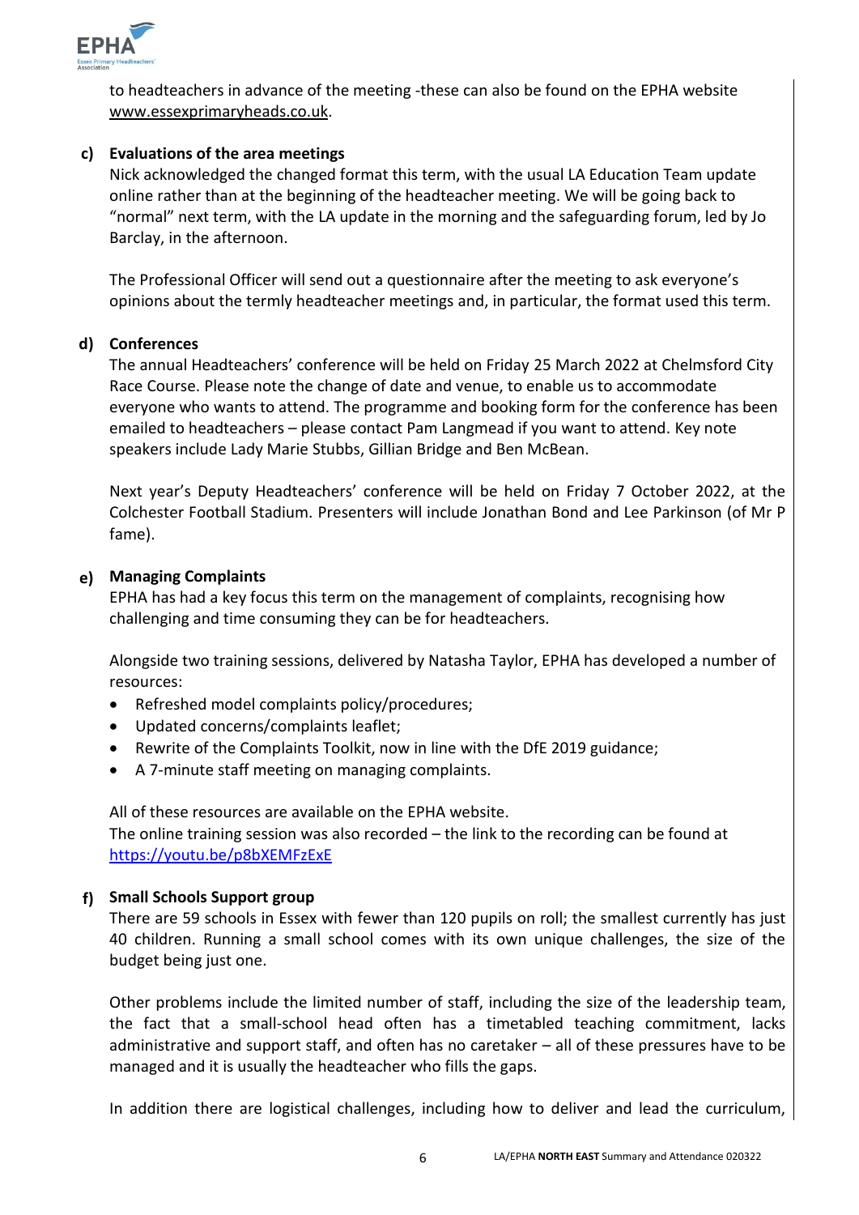to headteachers in advance of the meeting -these can also be found on the EPHA website [www.essexprimaryheads.co.uk](http://www.essexprimaryheads.co.uk).

**c) Evaluations of the area meetings**

Nick acknowledged the changed format this term, with the usual LA Education Team update online rather than at the beginning of the headteacher meeting. We will be going back to "normal" next term, with the LA update in the morning and the safeguarding forum, led by Jo Barclay, in the afternoon.

The Professional Officer will send out a questionnaire after the meeting to ask everyone's opinions about the termly headteacher meetings and, in particular, the format used this term.

**d) Conferences**

The annual Headteachers' conference will be held on Friday 25 March 2022 at Chelmsford City Race Course. Please note the change of date and venue, to enable us to accommodate everyone who wants to attend. The programme and booking form for the conference has been emailed to headteachers – please contact Pam Langmead if you want to attend. Key note speakers include Lady Marie Stubbs, Gillian Bridge and Ben McBean.

Next year's Deputy Headteachers' conference will be held on Friday 7 October 2022, at the Colchester Football Stadium. Presenters will include Jonathan Bond and Lee Parkinson (of Mr P fame).

**e) Managing Complaints**

EPHA has had a key focus this term on the management of complaints, recognising how challenging and time consuming they can be for headteachers.

Alongside two training sessions, delivered by Natasha Taylor, EPHA has developed a number of resources:

- Refreshed model complaints policy/procedures;
- Updated concerns/complaints leaflet;
- Rewrite of the Complaints Toolkit, now in line with the DfE 2019 guidance;
- A 7-minute staff meeting on managing complaints.

All of these resources are available on the EPHA website.
The online training session was also recorded – the link to the recording can be found at [https://youtu.be/p8bXEMFzExE](https://youtu.be/p8bXEMFzExE)

**f) Small Schools Support group**

There are 59 schools in Essex with fewer than 120 pupils on roll; the smallest currently has just 40 children. Running a small school comes with its own unique challenges, the size of the budget being just one.

Other problems include the limited number of staff, including the size of the leadership team, the fact that a small-school head often has a timetabled teaching commitment, lacks administrative and support staff, and often has no caretaker – all of these pressures have to be managed and it is usually the headteacher who fills the gaps.

In addition there are logistical challenges, including how to deliver and lead the curriculum,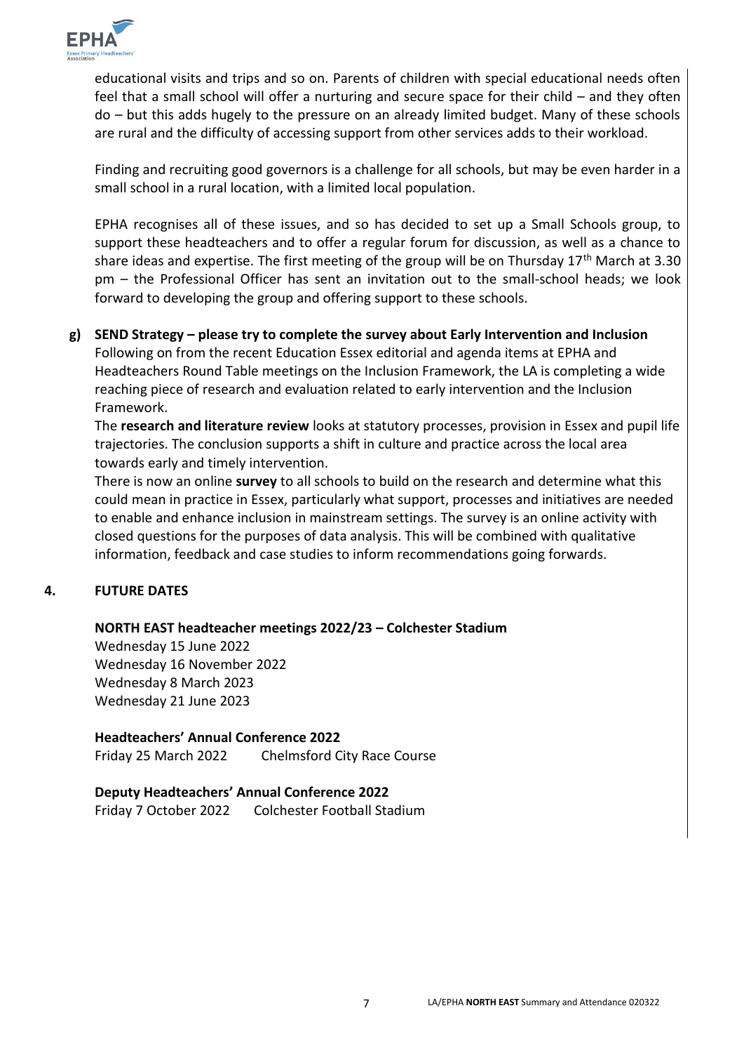educational visits and trips and so on. Parents of children with special educational needs often feel that a small school will offer a nurturing and secure space for their child – and they often do – but this adds hugely to the pressure on an already limited budget. Many of these schools are rural and the difficulty of accessing support from other services adds to their workload.

Finding and recruiting good governors is a challenge for all schools, but may be even harder in a small school in a rural location, with a limited local population.

EPHA recognises all of these issues, and so has decided to set up a Small Schools group, to support these headteachers and to offer a regular forum for discussion, as well as a chance to share ideas and expertise. The first meeting of the group will be on Thursday 17th March at 3.30 pm – the Professional Officer has sent an invitation out to the small-school heads; we look forward to developing the group and offering support to these schools.

**g) SEND Strategy – please try to complete the survey about Early Intervention and Inclusion**

Following on from the recent Education Essex editorial and agenda items at EPHA and Headteachers Round Table meetings on the Inclusion Framework, the LA is completing a wide reaching piece of research and evaluation related to early intervention and the Inclusion Framework.

The **research and literature review** looks at statutory processes, provision in Essex and pupil life trajectories. The conclusion supports a shift in culture and practice across the local area towards early and timely intervention.

There is now an online **survey** to all schools to build on the research and determine what this could mean in practice in Essex, particularly what support, processes and initiatives are needed to enable and enhance inclusion in mainstream settings. The survey is an online activity with closed questions for the purposes of data analysis. This will be combined with qualitative information, feedback and case studies to inform recommendations going forwards.

## 4. FUTURE DATES

**NORTH EAST headteacher meetings 2022/23 – Colchester Stadium**

Wednesday 15 June 2022
Wednesday 16 November 2022
Wednesday 8 March 2023
Wednesday 21 June 2023

**Headteachers' Annual Conference 2022**

Friday 25 March 2022 Chelmsford City Race Course

**Deputy Headteachers' Annual Conference 2022**

Friday 7 October 2022 Colchester Football Stadium